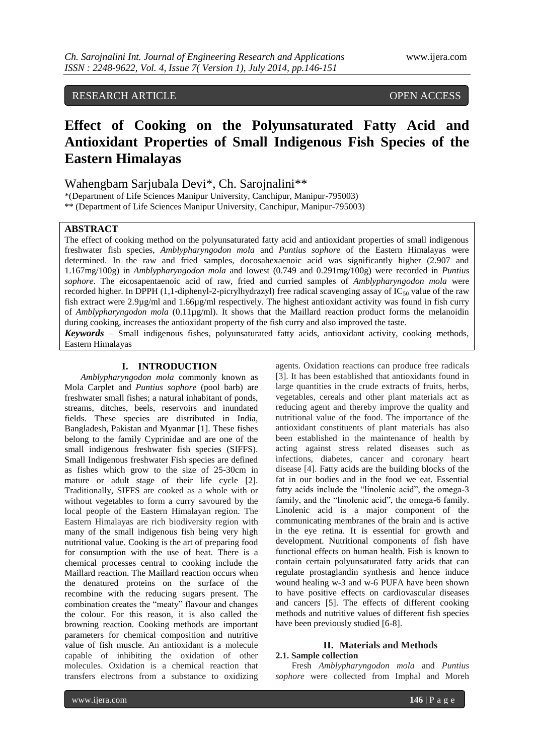RESEARCH ARTICLE OPEN ACCESS

# Effect of Cooking on the Polyunsaturated Fatty Acid and Antioxidant Properties of Small Indigenous Fish Species of the Eastern Himalayas

Wahengbam Sarjubala Devi*, Ch. Sarojnalini**

*(Department of Life Sciences Manipur University, Canchipur, Manipur-795003)
** (Department of Life Sciences Manipur University, Canchipur, Manipur-795003)

## ABSTRACT

The effect of cooking method on the polyunsaturated fatty acid and antioxidant properties of small indigenous freshwater fish species, *Amblypharyngodon mola* and *Puntius sophore* of the Eastern Himalayas were determined. In the raw and fried samples, docosahexaenoic acid was significantly higher (2.907 and 1.167mg/100g) in *Amblypharyngodon mola* and lowest (0.749 and 0.291mg/100g) were recorded in *Puntius sophore*. The eicosapentaenoic acid of raw, fried and curried samples of *Amblypharyngodon mola* were recorded higher. In DPPH (1,1-diphenyl-2-picrylhydrazyl) free radical scavenging assay of $IC_{50}$ value of the raw fish extract were 2.9µg/ml and 1.66µg/ml respectively. The highest antioxidant activity was found in fish curry of *Amblypharyngodon mola* (0.11µg/ml). It shows that the Maillard reaction product forms the melanoidin during cooking, increases the antioxidant property of the fish curry and also improved the taste.

***Keywords*** – Small indigenous fishes, polyunsaturated fatty acids, antioxidant activity, cooking methods, Eastern Himalayas

## I. INTRODUCTION

*Amblypharyngodon mola* commonly known as Mola Carplet and *Puntius sophore* (pool barb) are freshwater small fishes; a natural inhabitant of ponds, streams, ditches, beels, reservoirs and inundated fields. These species are distributed in India, Bangladesh, Pakistan and Myanmar [1]. These fishes belong to the family Cyprinidae and are one of the small indigenous freshwater fish species (SIFFS). Small Indigenous freshwater Fish species are defined as fishes which grow to the size of 25-30cm in mature or adult stage of their life cycle [2]. Traditionally, SIFFS are cooked as a whole with or without vegetables to form a curry savoured by the local people of the Eastern Himalayan region. The Eastern Himalayas are rich biodiversity region with many of the small indigenous fish being very high nutritional value. Cooking is the art of preparing food for consumption with the use of heat. There is a chemical processes central to cooking include the Maillard reaction. The Maillard reaction occurs when the denatured proteins on the surface of the recombine with the reducing sugars present. The combination creates the "meaty" flavour and changes the colour. For this reason, it is also called the browning reaction. Cooking methods are important parameters for chemical composition and nutritive value of fish muscle. An antioxidant is a molecule capable of inhibiting the oxidation of other molecules. Oxidation is a chemical reaction that transfers electrons from a substance to oxidizing agents. Oxidation reactions can produce free radicals [3]. It has been established that antioxidants found in large quantities in the crude extracts of fruits, herbs, vegetables, cereals and other plant materials act as reducing agent and thereby improve the quality and nutritional value of the food. The importance of the antioxidant constituents of plant materials has also been established in the maintenance of health by acting against stress related diseases such as infections, diabetes, cancer and coronary heart disease [4]. Fatty acids are the building blocks of the fat in our bodies and in the food we eat. Essential fatty acids include the "linolenic acid", the omega-3 family, and the "linolenic acid", the omega-6 family. Linolenic acid is a major component of the communicating membranes of the brain and is active in the eye retina. It is essential for growth and development. Nutritional components of fish have functional effects on human health. Fish is known to contain certain polyunsaturated fatty acids that can regulate prostaglandin synthesis and hence induce wound healing w-3 and w-6 PUFA have been shown to have positive effects on cardiovascular diseases and cancers [5]. The effects of different cooking methods and nutritive values of different fish species have been previously studied [6-8].

## II. Materials and Methods

### 2.1. Sample collection

Fresh *Amblypharyngodon mola* and *Puntius sophore* were collected from Imphal and Moreh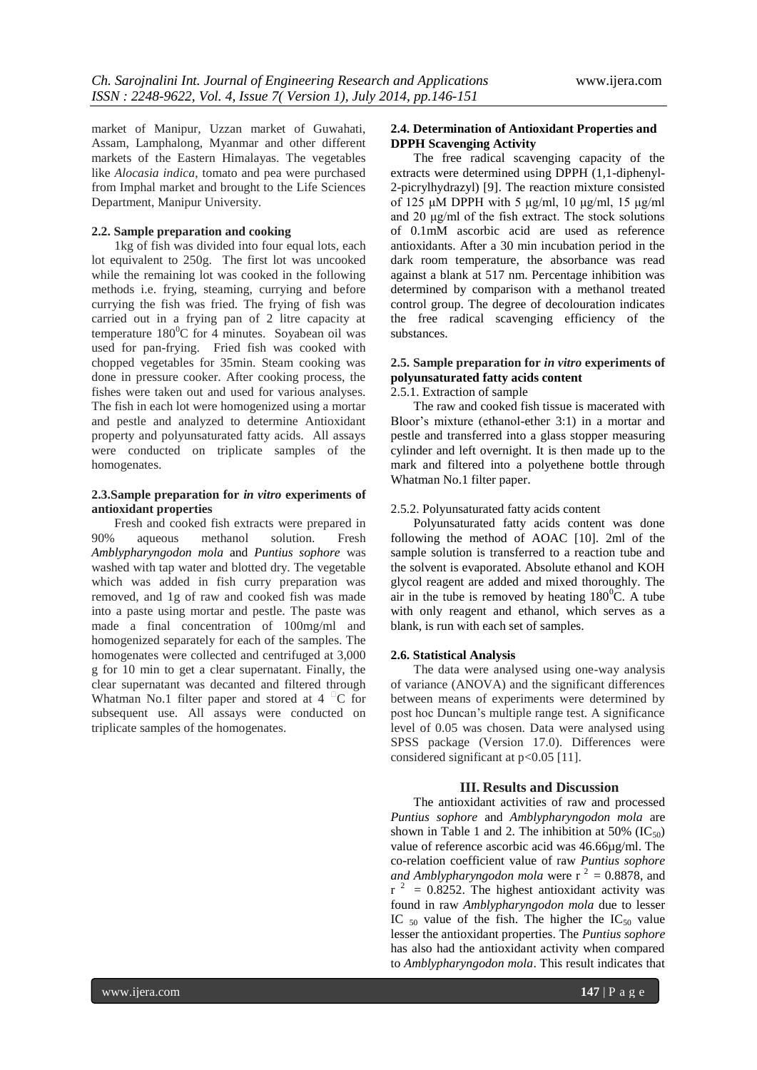market of Manipur, Uzzan market of Guwahati, Assam, Lamphalong, Myanmar and other different markets of the Eastern Himalayas. The vegetables like *Alocasia indica*, tomato and pea were purchased from Imphal market and brought to the Life Sciences Department, Manipur University.

#### 2.2. Sample preparation and cooking

1kg of fish was divided into four equal lots, each lot equivalent to 250g. The first lot was uncooked while the remaining lot was cooked in the following methods i.e. frying, steaming, currying and before currying the fish was fried. The frying of fish was carried out in a frying pan of 2 litre capacity at temperature $180^0$C for 4 minutes. Soyabean oil was used for pan-frying. Fried fish was cooked with chopped vegetables for 35min. Steam cooking was done in pressure cooker. After cooking process, the fishes were taken out and used for various analyses. The fish in each lot were homogenized using a mortar and pestle and analyzed to determine Antioxidant property and polyunsaturated fatty acids. All assays were conducted on triplicate samples of the homogenates.

#### 2.3.Sample preparation for *in vitro* experiments of antioxidant properties

Fresh and cooked fish extracts were prepared in 90% aqueous methanol solution. Fresh *Amblypharyngodon mola* and *Puntius sophore* was washed with tap water and blotted dry. The vegetable which was added in fish curry preparation was removed, and 1g of raw and cooked fish was made into a paste using mortar and pestle. The paste was made a final concentration of 100mg/ml and homogenized separately for each of the samples. The homogenates were collected and centrifuged at 3,000 g for 10 min to get a clear supernatant. Finally, the clear supernatant was decanted and filtered through Whatman No.1 filter paper and stored at 4 °C for subsequent use. All assays were conducted on triplicate samples of the homogenates.

#### 2.4. Determination of Antioxidant Properties and DPPH Scavenging Activity

The free radical scavenging capacity of the extracts were determined using DPPH (1,1-diphenyl-2-picrylhydrazyl) [9]. The reaction mixture consisted of 125 μM DPPH with 5 μg/ml, 10 μg/ml, 15 μg/ml and 20 μg/ml of the fish extract. The stock solutions of 0.1mM ascorbic acid are used as reference antioxidants. After a 30 min incubation period in the dark room temperature, the absorbance was read against a blank at 517 nm. Percentage inhibition was determined by comparison with a methanol treated control group. The degree of decolouration indicates the free radical scavenging efficiency of the substances.

#### 2.5. Sample preparation for *in vitro* experiments of polyunsaturated fatty acids content

2.5.1. Extraction of sample

The raw and cooked fish tissue is macerated with Bloor's mixture (ethanol-ether 3:1) in a mortar and pestle and transferred into a glass stopper measuring cylinder and left overnight. It is then made up to the mark and filtered into a polyethene bottle through Whatman No.1 filter paper.

2.5.2. Polyunsaturated fatty acids content

Polyunsaturated fatty acids content was done following the method of AOAC [10]. 2ml of the sample solution is transferred to a reaction tube and the solvent is evaporated. Absolute ethanol and KOH glycol reagent are added and mixed thoroughly. The air in the tube is removed by heating $180^0$C. A tube with only reagent and ethanol, which serves as a blank, is run with each set of samples.

#### 2.6. Statistical Analysis

The data were analysed using one-way analysis of variance (ANOVA) and the significant differences between means of experiments were determined by post hoc Duncan's multiple range test. A significance level of 0.05 was chosen. Data were analysed using SPSS package (Version 17.0). Differences were considered significant at $p<0.05$ [11].

## III. Results and Discussion

The antioxidant activities of raw and processed *Puntius sophore* and *Amblypharyngodon mola* are shown in Table 1 and 2. The inhibition at 50% ($IC_{50}$) value of reference ascorbic acid was 46.66µg/ml. The co-relation coefficient value of raw *Puntius sophore and Amblypharyngodon mola* were $r^2 = 0.8878$, and $r^2 = 0.8252$. The highest antioxidant activity was found in raw *Amblypharyngodon mola* due to lesser $IC_{50}$ value of the fish. The higher the $IC_{50}$ value lesser the antioxidant properties. The *Puntius sophore* has also had the antioxidant activity when compared to *Amblypharyngodon mola*. This result indicates that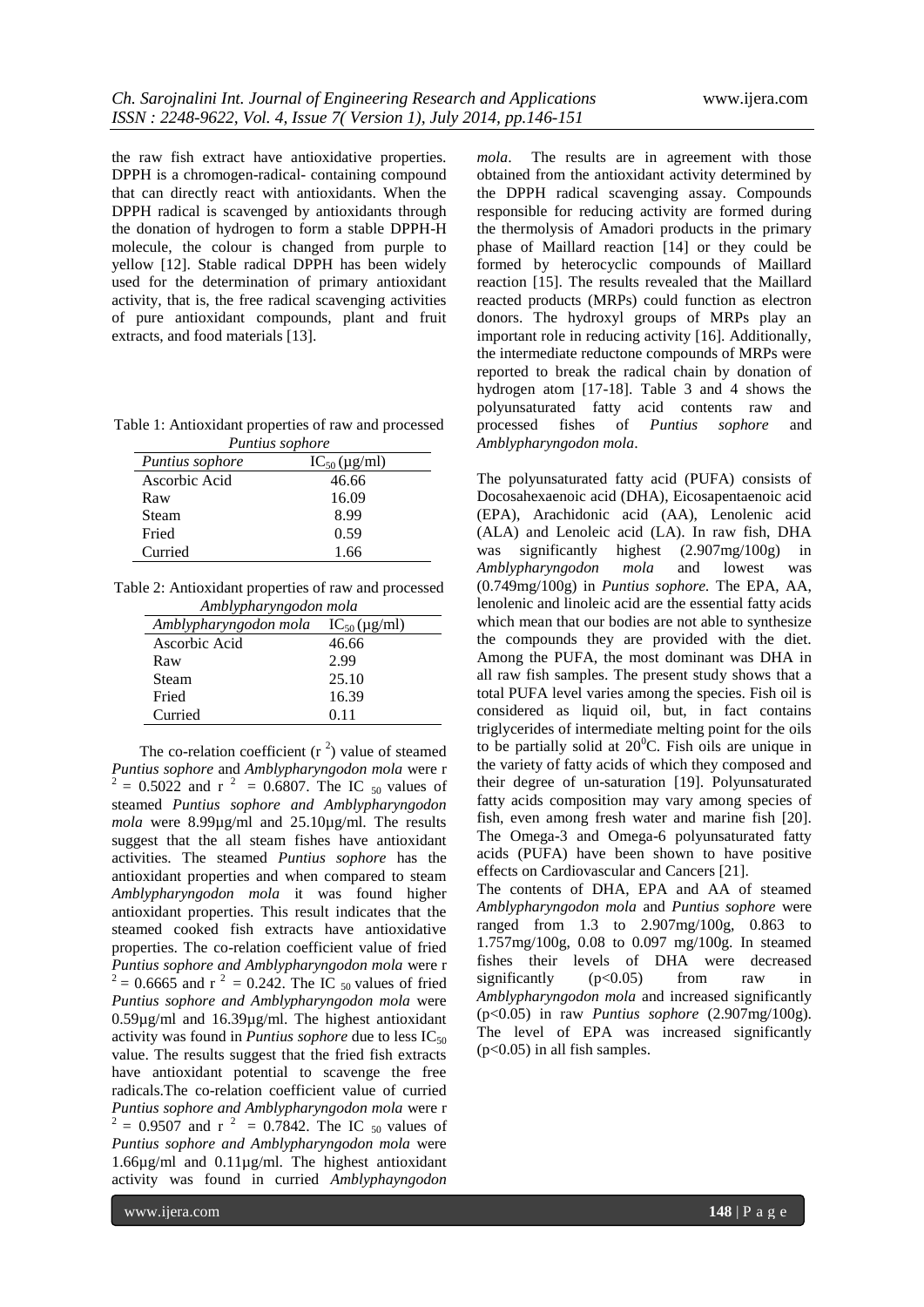the raw fish extract have antioxidative properties. DPPH is a chromogen-radical- containing compound that can directly react with antioxidants. When the DPPH radical is scavenged by antioxidants through the donation of hydrogen to form a stable DPPH-H molecule, the colour is changed from purple to yellow [12]. Stable radical DPPH has been widely used for the determination of primary antioxidant activity, that is, the free radical scavenging activities of pure antioxidant compounds, plant and fruit extracts, and food materials [13].

Table 1: Antioxidant properties of raw and processed *Puntius sophore*

| *Puntius sophore* | $IC_{50}$ (µg/ml) |
|---|---|
| Ascorbic Acid | 46.66 |
| Raw | 16.09 |
| Steam | 8.99 |
| Fried | 0.59 |
| Curried | 1.66 |

Table 2: Antioxidant properties of raw and processed *Amblypharyngodon mola*

| *Amblypharyngodon mola* | $IC_{50}$ (µg/ml) |
|---|---|
| Ascorbic Acid | 46.66 |
| Raw | 2.99 |
| Steam | 25.10 |
| Fried | 16.39 |
| Curried | 0.11 |

The co-relation coefficient ($r^2$) value of steamed *Puntius sophore* and *Amblypharyngodon mola* were $r^2 = 0.5022$ and $r^2 = 0.6807$. The $IC_{50}$ values of steamed *Puntius sophore and Amblypharyngodon mola* were 8.99µg/ml and 25.10µg/ml. The results suggest that the all steam fishes have antioxidant activities. The steamed *Puntius sophore* has the antioxidant properties and when compared to steam *Amblypharyngodon mola* it was found higher antioxidant properties. This result indicates that the steamed cooked fish extracts have antioxidative properties. The co-relation coefficient value of fried *Puntius sophore and Amblypharyngodon mola* were $r^2 = 0.6665$ and $r^2 = 0.242$. The $IC_{50}$ values of fried *Puntius sophore and Amblypharyngodon mola* were 0.59µg/ml and 16.39µg/ml. The highest antioxidant activity was found in *Puntius sophore* due to less $IC_{50}$ value. The results suggest that the fried fish extracts have antioxidant potential to scavenge the free radicals.The co-relation coefficient value of curried *Puntius sophore and Amblypharyngodon mola* were $r^2 = 0.9507$ and $r^2 = 0.7842$. The $IC_{50}$ values of *Puntius sophore and Amblypharyngodon mola* were 1.66µg/ml and 0.11µg/ml. The highest antioxidant activity was found in curried *Amblyphayngodon mola*. The results are in agreement with those obtained from the antioxidant activity determined by the DPPH radical scavenging assay. Compounds responsible for reducing activity are formed during the thermolysis of Amadori products in the primary phase of Maillard reaction [14] or they could be formed by heterocyclic compounds of Maillard reaction [15]. The results revealed that the Maillard reacted products (MRPs) could function as electron donors. The hydroxyl groups of MRPs play an important role in reducing activity [16]. Additionally, the intermediate reductone compounds of MRPs were reported to break the radical chain by donation of hydrogen atom [17-18]. Table 3 and 4 shows the polyunsaturated fatty acid contents raw and processed fishes of *Puntius sophore* and *Amblypharyngodon mola*.

The polyunsaturated fatty acid (PUFA) consists of Docosahexaenoic acid (DHA), Eicosapentaenoic acid (EPA), Arachidonic acid (AA), Lenolenic acid (ALA) and Lenoleic acid (LA). In raw fish, DHA was significantly highest (2.907mg/100g) in *Amblypharyngodon mola* and lowest was (0.749mg/100g) in *Puntius sophore.* The EPA, AA, lenolenic and linoleic acid are the essential fatty acids which mean that our bodies are not able to synthesize the compounds they are provided with the diet. Among the PUFA, the most dominant was DHA in all raw fish samples. The present study shows that a total PUFA level varies among the species. Fish oil is considered as liquid oil, but, in fact contains triglycerides of intermediate melting point for the oils to be partially solid at $20^0$C. Fish oils are unique in the variety of fatty acids of which they composed and their degree of un-saturation [19]. Polyunsaturated fatty acids composition may vary among species of fish, even among fresh water and marine fish [20]. The Omega-3 and Omega-6 polyunsaturated fatty acids (PUFA) have been shown to have positive effects on Cardiovascular and Cancers [21].

The contents of DHA, EPA and AA of steamed *Amblypharyngodon mola* and *Puntius sophore* were ranged from 1.3 to 2.907mg/100g, 0.863 to 1.757mg/100g, 0.08 to 0.097 mg/100g. In steamed fishes their levels of DHA were decreased significantly ($p<0.05$) from raw in *Amblypharyngodon mola* and increased significantly ($p<0.05$) in raw *Puntius sophore* (2.907mg/100g). The level of EPA was increased significantly ($p<0.05$) in all fish samples.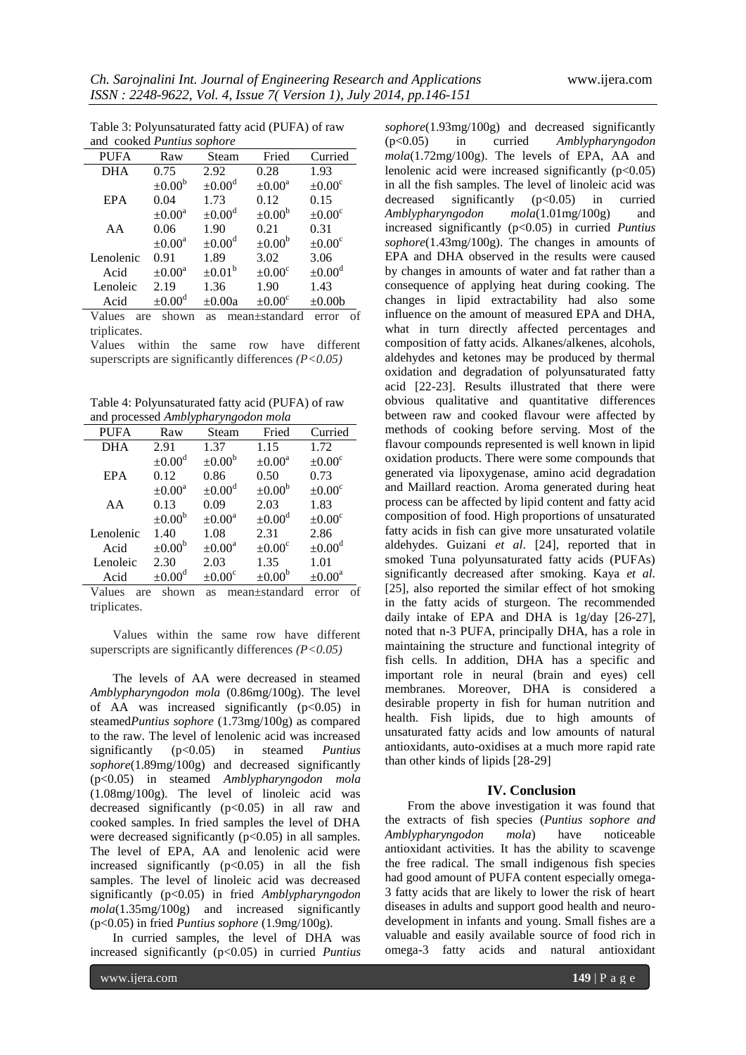Table 3: Polyunsaturated fatty acid (PUFA) of raw and cooked *Puntius sophore*

| PUFA | Raw | Steam | Fried | Curried |
|---|---|---|---|---|
| DHA | 0.75 $\pm 0.00^b$ | 2.92 $\pm 0.00^d$ | 0.28 $\pm 0.00^a$ | 1.93 $\pm 0.00^c$ |
| EPA | 0.04 $\pm 0.00^a$ | 1.73 $\pm 0.00^d$ | 0.12 $\pm 0.00^b$ | 0.15 $\pm 0.00^c$ |
| AA | 0.06 $\pm 0.00^a$ | 1.90 $\pm 0.00^d$ | 0.21 $\pm 0.00^b$ | 0.31 $\pm 0.00^c$ |
| Lenolenic Acid | 0.91 $\pm 0.00^a$ | 1.89 $\pm 0.01^b$ | 3.02 $\pm 0.00^c$ | 3.06 $\pm 0.00^d$ |
| Lenoleic Acid | 2.19 $\pm 0.00^d$ | 1.36 ±0.00a | 1.90 $\pm 0.00^c$ | 1.43 ±0.00b |

Values are shown as mean±standard error of triplicates.

Values within the same row have different superscripts are significantly differences *(P<0.05)*

Table 4: Polyunsaturated fatty acid (PUFA) of raw and processed *Amblypharyngodon mola*

| PUFA | Raw | Steam | Fried | Curried |
|---|---|---|---|---|
| DHA | 2.91 $\pm 0.00^d$ | 1.37 $\pm 0.00^b$ | 1.15 $\pm 0.00^a$ | 1.72 $\pm 0.00^c$ |
| EPA | 0.12 $\pm 0.00^a$ | 0.86 $\pm 0.00^d$ | 0.50 $\pm 0.00^b$ | 0.73 $\pm 0.00^c$ |
| AA | 0.13 $\pm 0.00^b$ | 0.09 $\pm 0.00^a$ | 2.03 $\pm 0.00^d$ | 1.83 $\pm 0.00^c$ |
| Lenolenic Acid | 1.40 $\pm 0.00^b$ | 1.08 $\pm 0.00^a$ | 2.31 $\pm 0.00^c$ | 2.86 $\pm 0.00^d$ |
| Lenoleic Acid | 2.30 $\pm 0.00^d$ | 2.03 $\pm 0.00^c$ | 1.35 $\pm 0.00^b$ | 1.01 $\pm 0.00^a$ |

Values are shown as mean±standard error of triplicates.

Values within the same row have different superscripts are significantly differences *(P<0.05)*

The levels of AA were decreased in steamed *Amblypharyngodon mola* (0.86mg/100g). The level of AA was increased significantly ($p<0.05$) in steamed*Puntius sophore* (1.73mg/100g) as compared to the raw. The level of lenolenic acid was increased significantly ($p<0.05$) in steamed *Puntius sophore*(1.89mg/100g) and decreased significantly ($p<0.05$) in steamed *Amblypharyngodon mola* (1.08mg/100g). The level of linoleic acid was decreased significantly ($p<0.05$) in all raw and cooked samples. In fried samples the level of DHA were decreased significantly ($p<0.05$) in all samples. The level of EPA, AA and lenolenic acid were increased significantly ($p<0.05$) in all the fish samples. The level of linoleic acid was decreased significantly ($p<0.05$) in fried *Amblypharyngodon mola*(1.35mg/100g) and increased significantly ($p<0.05$) in fried *Puntius sophore* (1.9mg/100g).

In curried samples, the level of DHA was increased significantly ($p<0.05$) in curried *Puntius sophore*(1.93mg/100g) and decreased significantly ($p<0.05$) in curried *Amblypharyngodon mola*(1.72mg/100g). The levels of EPA, AA and lenolenic acid were increased significantly ($p<0.05$) in all the fish samples. The level of linoleic acid was decreased significantly ($p<0.05$) in curried *Amblypharyngodon mola*(1.01mg/100g) and increased significantly ($p<0.05$) in curried *Puntius sophore*(1.43mg/100g). The changes in amounts of EPA and DHA observed in the results were caused by changes in amounts of water and fat rather than a consequence of applying heat during cooking. The changes in lipid extractability had also some influence on the amount of measured EPA and DHA, what in turn directly affected percentages and composition of fatty acids. Alkanes/alkenes, alcohols, aldehydes and ketones may be produced by thermal oxidation and degradation of polyunsaturated fatty acid [22-23]. Results illustrated that there were obvious qualitative and quantitative differences between raw and cooked flavour were affected by methods of cooking before serving. Most of the flavour compounds represented is well known in lipid oxidation products. There were some compounds that generated via lipoxygenase, amino acid degradation and Maillard reaction. Aroma generated during heat process can be affected by lipid content and fatty acid composition of food. High proportions of unsaturated fatty acids in fish can give more unsaturated volatile aldehydes. Guizani *et al*. [24], reported that in smoked Tuna polyunsaturated fatty acids (PUFAs) significantly decreased after smoking. Kaya *et al.* [25], also reported the similar effect of hot smoking in the fatty acids of sturgeon. The recommended daily intake of EPA and DHA is 1g/day [26-27], noted that n-3 PUFA, principally DHA, has a role in maintaining the structure and functional integrity of fish cells. In addition, DHA has a specific and important role in neural (brain and eyes) cell membranes. Moreover, DHA is considered a desirable property in fish for human nutrition and health. Fish lipids, due to high amounts of unsaturated fatty acids and low amounts of natural antioxidants, auto-oxidises at a much more rapid rate than other kinds of lipids [28-29]

## IV. Conclusion

From the above investigation it was found that the extracts of fish species (*Puntius sophore and Amblypharyngodon mola*) have noticeable antioxidant activities. It has the ability to scavenge the free radical. The small indigenous fish species had good amount of PUFA content especially omega-3 fatty acids that are likely to lower the risk of heart diseases in adults and support good health and neuro-development in infants and young. Small fishes are a valuable and easily available source of food rich in omega-3 fatty acids and natural antioxidant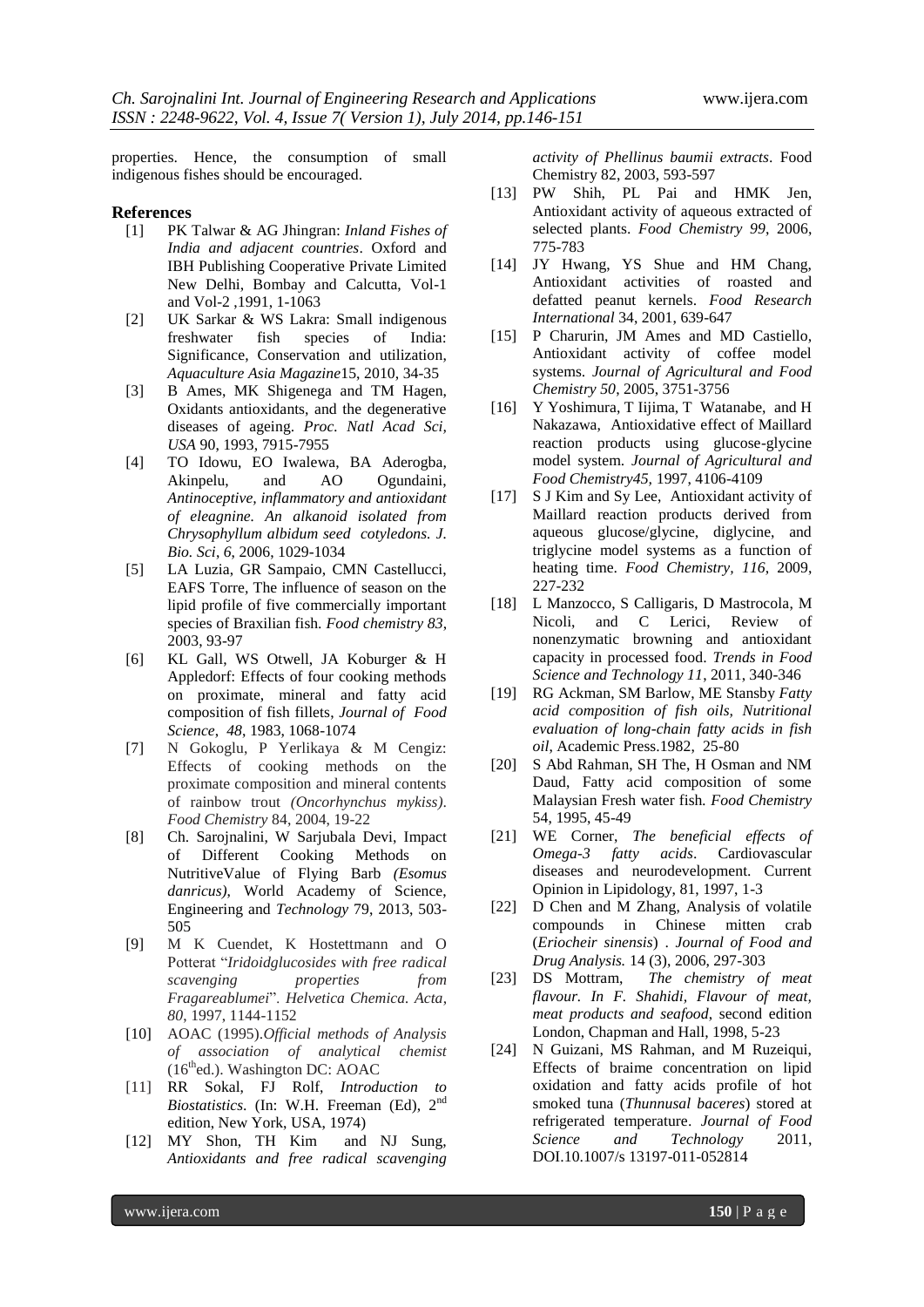properties. Hence, the consumption of small indigenous fishes should be encouraged.

## References

[1] PK Talwar & AG Jhingran: *Inland Fishes of India and adjacent countries*. Oxford and IBH Publishing Cooperative Private Limited New Delhi, Bombay and Calcutta, Vol-1 and Vol-2 ,1991, 1-1063

[2] UK Sarkar & WS Lakra: Small indigenous freshwater fish species of India: Significance, Conservation and utilization, *Aquaculture Asia Magazine*15, 2010, 34-35

[3] B Ames, MK Shigenega and TM Hagen, Oxidants antioxidants, and the degenerative diseases of ageing. *Proc. Natl Acad Sci, USA* 90, 1993, 7915-7955

[4] TO Idowu, EO Iwalewa, BA Aderogba, Akinpelu, and AO Ogundaini, *Antinoceptive, inflammatory and antioxidant of eleagnine. An alkanoid isolated from Chrysophyllum albidum seed cotyledons. J. Bio. Sci, 6*, 2006, 1029-1034

[5] LA Luzia, GR Sampaio, CMN Castellucci, EAFS Torre, The influence of season on the lipid profile of five commercially important species of Braxilian fish. *Food chemistry 83*, 2003, 93-97

[6] KL Gall, WS Otwell, JA Koburger & H Appledorf: Effects of four cooking methods on proximate, mineral and fatty acid composition of fish fillets, *Journal of Food Science, 48*, 1983, 1068-1074

[7] N Gokoglu, P Yerlikaya & M Cengiz: Effects of cooking methods on the proximate composition and mineral contents of rainbow trout *(Oncorhynchus mykiss)*. *Food Chemistry* 84, 2004, 19-22

[8] Ch. Sarojnalini, W Sarjubala Devi, Impact of Different Cooking Methods on NutritiveValue of Flying Barb *(Esomus danricus)*, World Academy of Science, Engineering and *Technology* 79, 2013, 503-505

[9] M K Cuendet, K Hostettmann and O Potterat "*Iridoidglucosides with free radical scavenging properties from Fragareablumei*". *Helvetica Chemica. Acta, 80*, 1997, 1144-1152

[10] AOAC (1995).*Official methods of Analysis of association of analytical chemist* (16thed.). Washington DC: AOAC

[11] RR Sokal, FJ Rolf, *Introduction to Biostatistics*. (In: W.H. Freeman (Ed), 2nd edition, New York, USA, 1974)

[12] MY Shon, TH Kim and NJ Sung, *Antioxidants and free radical scavenging activity of Phellinus baumii extracts*. Food Chemistry 82, 2003, 593-597

[13] PW Shih, PL Pai and HMK Jen, Antioxidant activity of aqueous extracted of selected plants. *Food Chemistry 99*, 2006, 775-783

[14] JY Hwang, YS Shue and HM Chang, Antioxidant activities of roasted and defatted peanut kernels. *Food Research International* 34, 2001, 639-647

[15] P Charurin, JM Ames and MD Castiello, Antioxidant activity of coffee model systems. *Journal of Agricultural and Food Chemistry 50*, 2005, 3751-3756

[16] Y Yoshimura, T Iijima, T Watanabe, and H Nakazawa, Antioxidative effect of Maillard reaction products using glucose-glycine model system. *Journal of Agricultural and Food Chemistry45*, 1997, 4106-4109

[17] S J Kim and Sy Lee, Antioxidant activity of Maillard reaction products derived from aqueous glucose/glycine, diglycine, and triglycine model systems as a function of heating time. *Food Chemistry, 116*, 2009, 227-232

[18] L Manzocco, S Calligaris, D Mastrocola, M Nicoli, and C Lerici, Review of nonenzymatic browning and antioxidant capacity in processed food. *Trends in Food Science and Technology 11*, 2011, 340-346

[19] RG Ackman, SM Barlow, ME Stansby *Fatty acid composition of fish oils, Nutritional evaluation of long-chain fatty acids in fish oil*, Academic Press.1982, 25-80

[20] S Abd Rahman, SH The, H Osman and NM Daud, Fatty acid composition of some Malaysian Fresh water fish. *Food Chemistry* 54, 1995, 45-49

[21] WE Corner, *The beneficial effects of Omega-3 fatty acids*. Cardiovascular diseases and neurodevelopment. Current Opinion in Lipidology, 81, 1997, 1-3

[22] D Chen and M Zhang, Analysis of volatile compounds in Chinese mitten crab (*Eriocheir sinensis*) . *Journal of Food and Drug Analysis.* 14 (3), 2006, 297-303

[23] DS Mottram, *The chemistry of meat flavour. In F. Shahidi, Flavour of meat, meat products and seafood*, second edition London, Chapman and Hall, 1998, 5-23

[24] N Guizani, MS Rahman, and M Ruzeiqui, Effects of braime concentration on lipid oxidation and fatty acids profile of hot smoked tuna (*Thunnusal baceres*) stored at refrigerated temperature. *Journal of Food Science and Technology* 2011, DOI.10.1007/s 13197-011-052814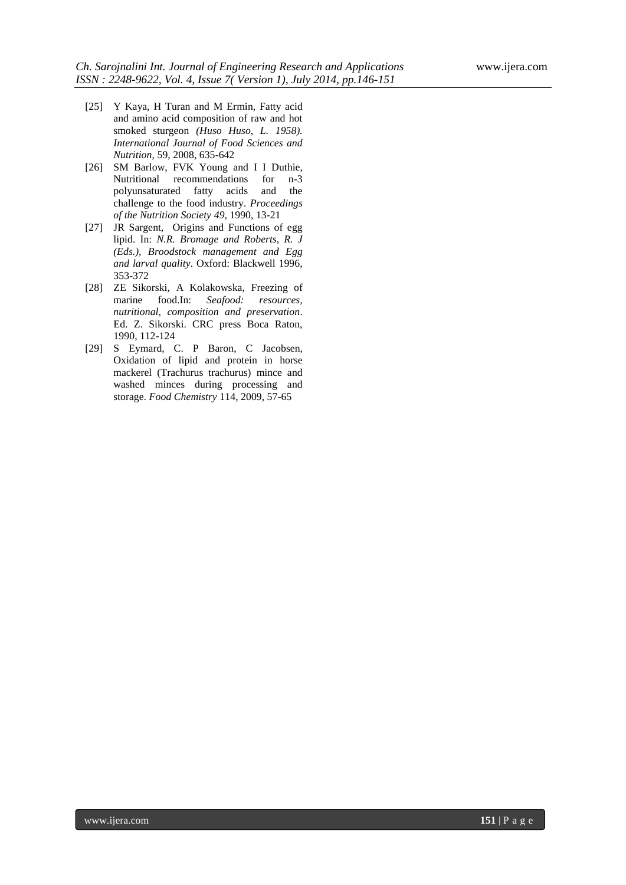[25] Y Kaya, H Turan and M Ermin, Fatty acid and amino acid composition of raw and hot smoked sturgeon *(Huso Huso, L. 1958). International Journal of Food Sciences and Nutrition*, 59, 2008, 635-642

[26] SM Barlow, FVK Young and I I Duthie, Nutritional recommendations for n-3 polyunsaturated fatty acids and the challenge to the food industry. *Proceedings of the Nutrition Society 49*, 1990, 13-21

[27] JR Sargent, Origins and Functions of egg lipid. In: *N.R. Bromage and Roberts, R. J (Eds.), Broodstock management and Egg and larval quality*. Oxford: Blackwell 1996, 353-372

[28] ZE Sikorski, A Kolakowska, Freezing of marine food.In: *Seafood: resources, nutritional, composition and preservation*. Ed. Z. Sikorski. CRC press Boca Raton, 1990, 112-124

[29] S Eymard, C. P Baron, C Jacobsen, Oxidation of lipid and protein in horse mackerel (Trachurus trachurus) mince and washed minces during processing and storage. *Food Chemistry* 114, 2009, 57-65